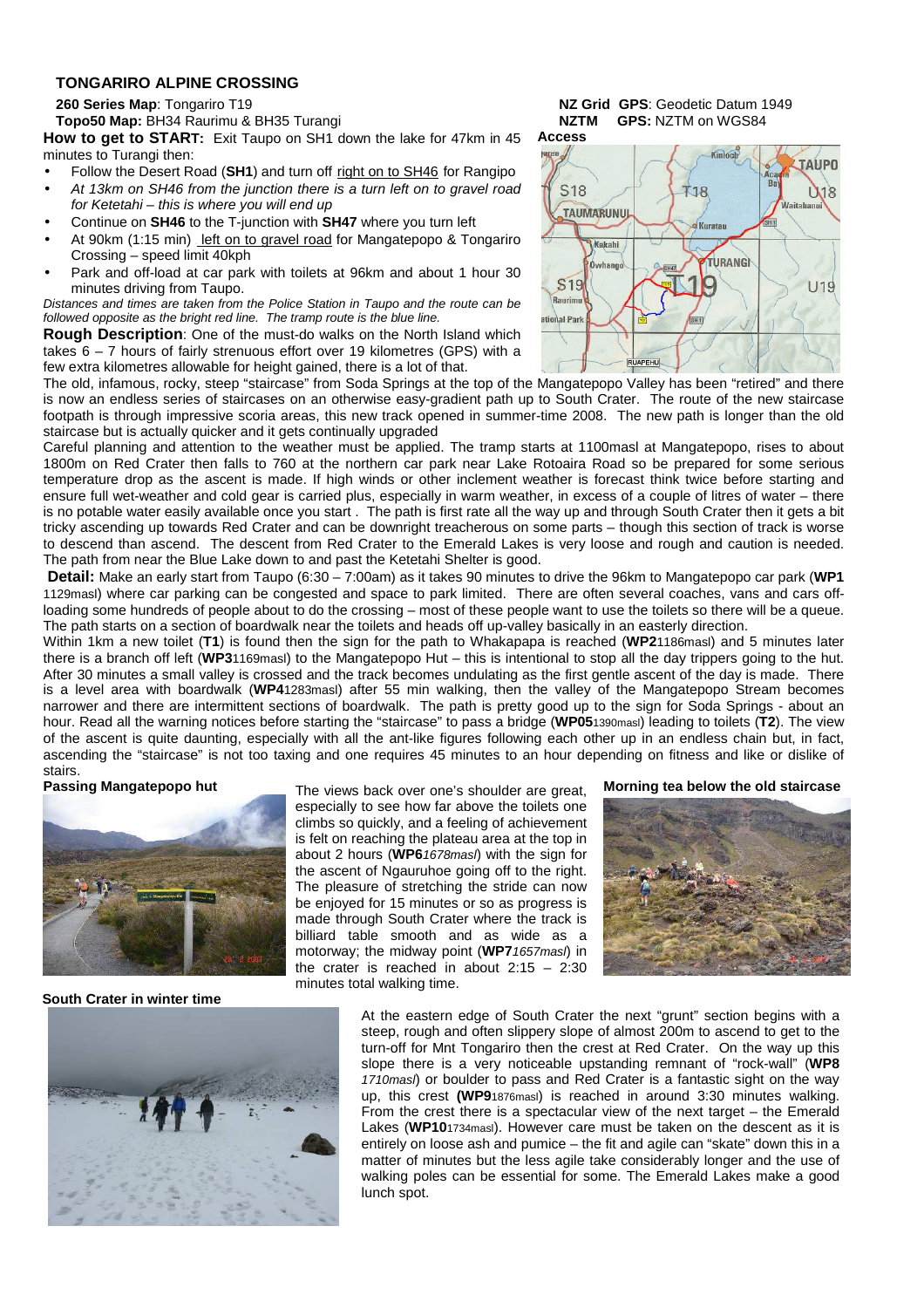## TONGARIRO ALPINE CROSSING

**260 Series Map**: Tongariro T19
**Topo50 Map:** BH34 Raurimu & BH35 Turangi

**NZ Grid GPS**: Geodetic Datum 1949
**NZTM GPS:** NZTM on WGS84

**Access**

**How to get to START:** Exit Taupo on SH1 down the lake for 47km in 45 minutes to Turangi then:

- Follow the Desert Road (**SH1**) and turn off right on to SH46 for Rangipo
- *At 13km on SH46 from the junction there is a turn left on to gravel road for Ketetahi – this is where you will end up*
- Continue on **SH46** to the T-junction with **SH47** where you turn left
- At 90km (1:15 min) left on to gravel road for Mangatepopo & Tongariro Crossing – speed limit 40kph
- Park and off-load at car park with toilets at 96km and about 1 hour 30 minutes driving from Taupo.

*Distances and times are taken from the Police Station in Taupo and the route can be followed opposite as the bright red line. The tramp route is the blue line.*

**Rough Description**: One of the must-do walks on the North Island which takes 6 – 7 hours of fairly strenuous effort over 19 kilometres (GPS) with a few extra kilometres allowable for height gained, there is a lot of that.

The old, infamous, rocky, steep "staircase" from Soda Springs at the top of the Mangatepopo Valley has been "retired" and there is now an endless series of staircases on an otherwise easy-gradient path up to South Crater. The route of the new staircase footpath is through impressive scoria areas, this new track opened in summer-time 2008. The new path is longer than the old staircase but is actually quicker and it gets continually upgraded

Careful planning and attention to the weather must be applied. The tramp starts at 1100masl at Mangatepopo, rises to about 1800m on Red Crater then falls to 760 at the northern car park near Lake Rotoaira Road so be prepared for some serious temperature drop as the ascent is made. If high winds or other inclement weather is forecast think twice before starting and ensure full wet-weather and cold gear is carried plus, especially in warm weather, in excess of a couple of litres of water – there is no potable water easily available once you start . The path is first rate all the way up and through South Crater then it gets a bit tricky ascending up towards Red Crater and can be downright treacherous on some parts – though this section of track is worse to descend than ascend. The descent from Red Crater to the Emerald Lakes is very loose and rough and caution is needed. The path from near the Blue Lake down to and past the Ketetahi Shelter is good.

**Detail:** Make an early start from Taupo (6:30 – 7:00am) as it takes 90 minutes to drive the 96km to Mangatepopo car park (**WP1** 1129masl) where car parking can be congested and space to park limited. There are often several coaches, vans and cars off-loading some hundreds of people about to do the crossing – most of these people want to use the toilets so there will be a queue. The path starts on a section of boardwalk near the toilets and heads off up-valley basically in an easterly direction.

Within 1km a new toilet (**T1**) is found then the sign for the path to Whakapapa is reached (**WP2**1186masl) and 5 minutes later there is a branch off left (**WP3**1169masl) to the Mangatepopo Hut – this is intentional to stop all the day trippers going to the hut. After 30 minutes a small valley is crossed and the track becomes undulating as the first gentle ascent of the day is made. There is a level area with boardwalk (**WP4**1283masl) after 55 min walking, then the valley of the Mangatepopo Stream becomes narrower and there are intermittent sections of boardwalk. The path is pretty good up to the sign for Soda Springs - about an hour. Read all the warning notices before starting the "staircase" to pass a bridge (**WP05**1390masl) leading to toilets (**T2**). The view of the ascent is quite daunting, especially with all the ant-like figures following each other up in an endless chain but, in fact, ascending the "staircase" is not too taxing and one requires 45 minutes to an hour depending on fitness and like or dislike of stairs.

**Passing Mangatepopo hut**

The views back over one's shoulder are great, especially to see how far above the toilets one climbs so quickly, and a feeling of achievement is felt on reaching the plateau area at the top in about 2 hours (**WP6***1678masl*) with the sign for the ascent of Ngauruhoe going off to the right. The pleasure of stretching the stride can now be enjoyed for 15 minutes or so as progress is made through South Crater where the track is billiard table smooth and as wide as a motorway; the midway point (**WP7***1657masl*) in the crater is reached in about 2:15 – 2:30 minutes total walking time.

**Morning tea below the old staircase**

**South Crater in winter time**

At the eastern edge of South Crater the next "grunt" section begins with a steep, rough and often slippery slope of almost 200m to ascend to get to the turn-off for Mnt Tongariro then the crest at Red Crater. On the way up this slope there is a very noticeable upstanding remnant of "rock-wall" (**WP8** *1710masl*) or boulder to pass and Red Crater is a fantastic sight on the way up, this crest **(WP9**1876masl) is reached in around 3:30 minutes walking. From the crest there is a spectacular view of the next target – the Emerald Lakes (**WP10**1734masl). However care must be taken on the descent as it is entirely on loose ash and pumice – the fit and agile can "skate" down this in a matter of minutes but the less agile take considerably longer and the use of walking poles can be essential for some. The Emerald Lakes make a good lunch spot.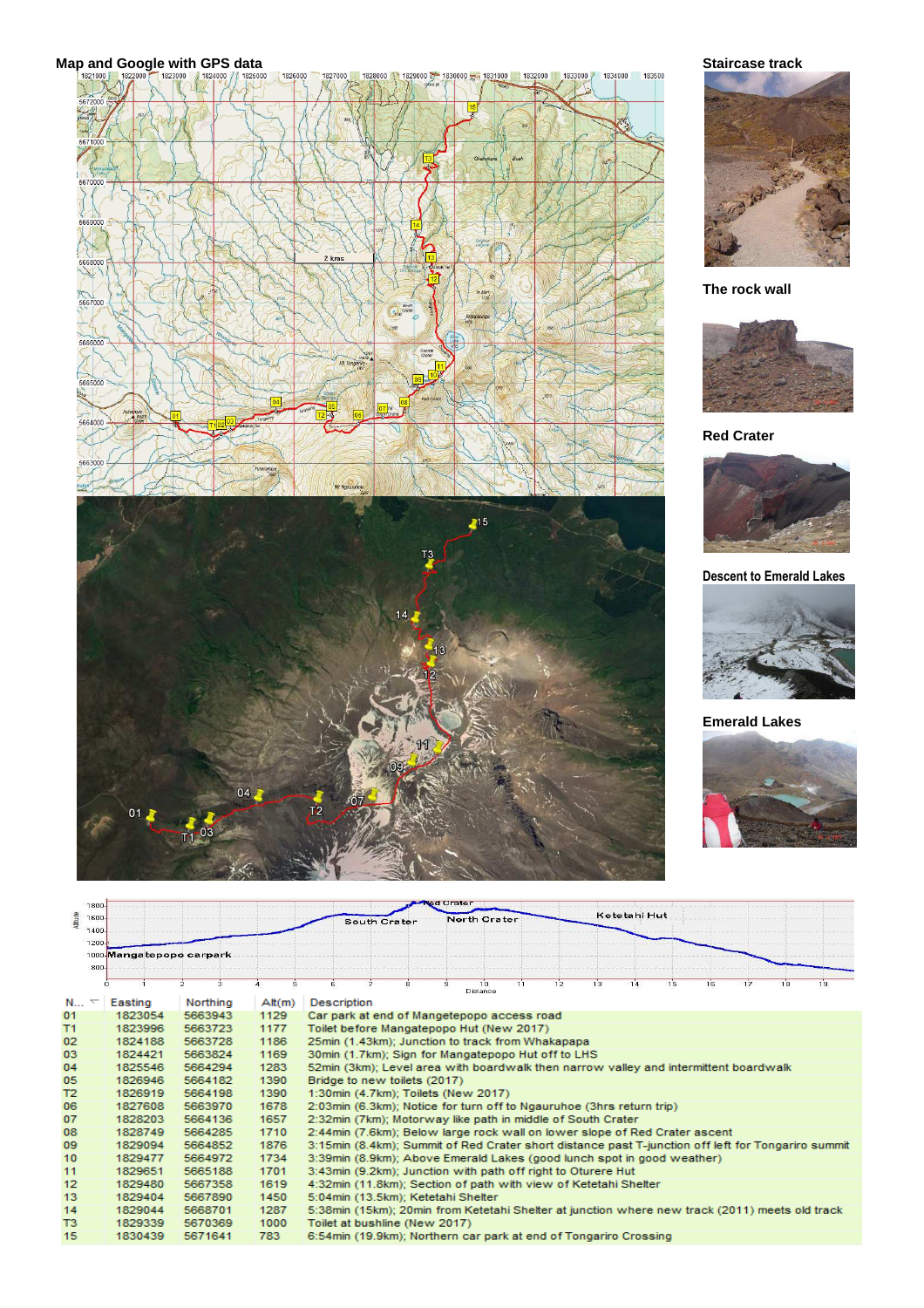## Map and Google with GPS data

## Staircase track

## The rock wall

## Red Crater

## Descent to Emerald Lakes

## Emerald Lakes

| N... | Easting | Northing | Alt(m) | Description |
|---|---|---|---|---|
| 01 | 1823054 | 5663943 | 1129 | Car park at end of Mangetepopo access road |
| T1 | 1823996 | 5663723 | 1177 | Toilet before Mangatepopo Hut (New 2017) |
| 02 | 1824188 | 5663728 | 1186 | 25min (1.43km); Junction to track from Whakapapa |
| 03 | 1824421 | 5663824 | 1169 | 30min (1.7km); Sign for Mangatepopo Hut off to LHS |
| 04 | 1825546 | 5664294 | 1283 | 52min (3km); Level area with boardwalk then narrow valley and intermittent boardwalk |
| 05 | 1826946 | 5664182 | 1390 | Bridge to new toilets (2017) |
| T2 | 1826919 | 5664198 | 1390 | 1:30min (4.7km); Toilets (New 2017) |
| 06 | 1827608 | 5663970 | 1678 | 2:03min (6.3km); Notice for turn off to Ngauruhoe (3hrs return trip) |
| 07 | 1828203 | 5664136 | 1657 | 2:32min (7km); Motorway like path in middle of South Crater |
| 08 | 1828749 | 5664285 | 1710 | 2:44min (7.6km); Below large rock wall on lower slope of Red Crater ascent |
| 09 | 1829094 | 5664852 | 1876 | 3:15min (8.4km); Summit of Red Crater short distance past T-junction off left for Tongariro summit |
| 10 | 1829477 | 5664972 | 1734 | 3:39min (8.9km); Above Emerald Lakes (good lunch spot in good weather) |
| 11 | 1829651 | 5665188 | 1701 | 3:43min (9.2km); Junction with path off right to Oturere Hut |
| 12 | 1829480 | 5667358 | 1619 | 4:32min (11.8km); Section of path with view of Ketetahi Shelter |
| 13 | 1829404 | 5667890 | 1450 | 5:04min (13.5km); Ketetahi Shelter |
| 14 | 1829044 | 5668701 | 1287 | 5:38min (15km); 20min from Ketetahi Shelter at junction where new track (2011) meets old track |
| T3 | 1829339 | 5670369 | 1000 | Toilet at bushline (New 2017) |
| 15 | 1830439 | 5671641 | 783 | 6:54min (19.9km); Northern car park at end of Tongariro Crossing |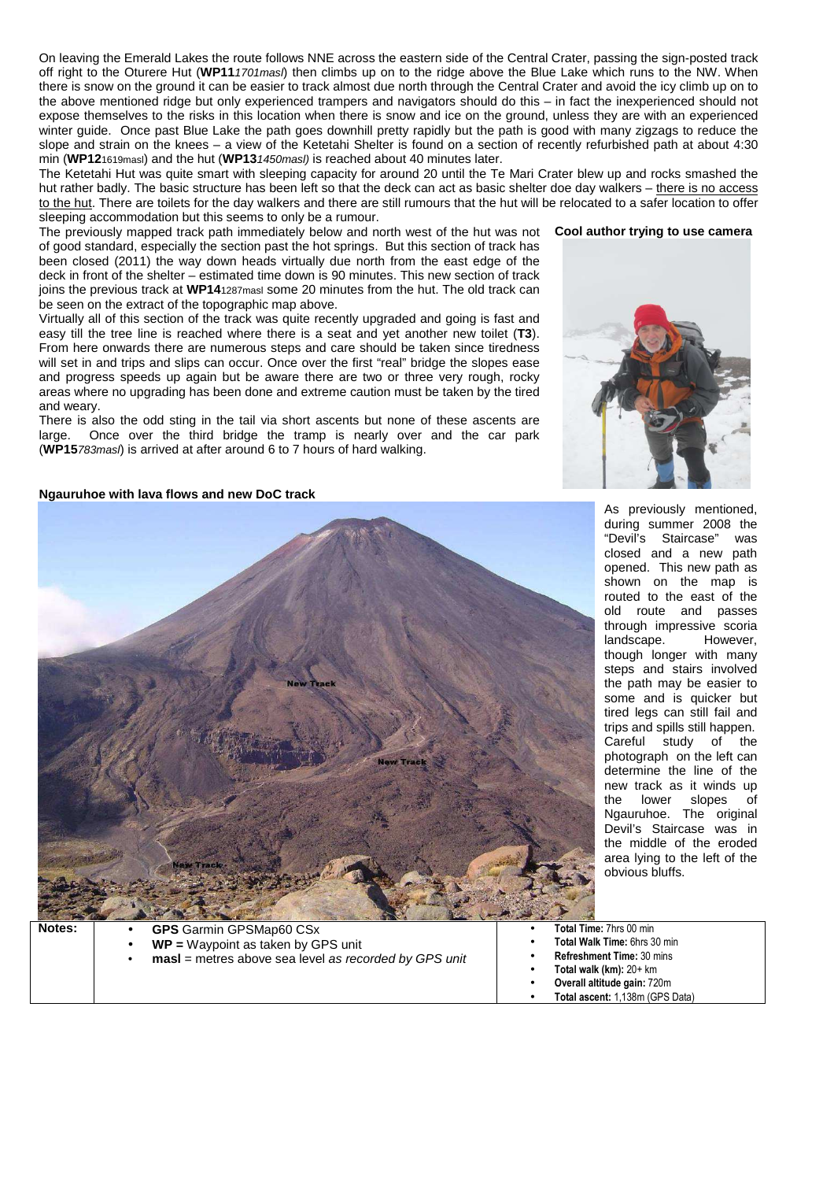On leaving the Emerald Lakes the route follows NNE across the eastern side of the Central Crater, passing the sign-posted track off right to the Oturere Hut (**WP11***1701masl*) then climbs up on to the ridge above the Blue Lake which runs to the NW. When there is snow on the ground it can be easier to track almost due north through the Central Crater and avoid the icy climb up on to the above mentioned ridge but only experienced trampers and navigators should do this – in fact the inexperienced should not expose themselves to the risks in this location when there is snow and ice on the ground, unless they are with an experienced winter guide. Once past Blue Lake the path goes downhill pretty rapidly but the path is good with many zigzags to reduce the slope and strain on the knees – a view of the Ketetahi Shelter is found on a section of recently refurbished path at about 4:30 min (**WP12**1619masl) and the hut (**WP13***1450masl)* is reached about 40 minutes later.

The Ketetahi Hut was quite smart with sleeping capacity for around 20 until the Te Mari Crater blew up and rocks smashed the hut rather badly. The basic structure has been left so that the deck can act as basic shelter doe day walkers – there is no access to the hut. There are toilets for the day walkers and there are still rumours that the hut will be relocated to a safer location to offer sleeping accommodation but this seems to only be a rumour.

The previously mapped track path immediately below and north west of the hut was not of good standard, especially the section past the hot springs. But this section of track has been closed (2011) the way down heads virtually due north from the east edge of the deck in front of the shelter – estimated time down is 90 minutes. This new section of track joins the previous track at **WP14**1287masl some 20 minutes from the hut. The old track can be seen on the extract of the topographic map above.

Virtually all of this section of the track was quite recently upgraded and going is fast and easy till the tree line is reached where there is a seat and yet another new toilet (**T3**). From here onwards there are numerous steps and care should be taken since tiredness will set in and trips and slips can occur. Once over the first "real" bridge the slopes ease and progress speeds up again but be aware there are two or three very rough, rocky areas where no upgrading has been done and extreme caution must be taken by the tired and weary.

There is also the odd sting in the tail via short ascents but none of these ascents are large. Once over the third bridge the tramp is nearly over and the car park (**WP15***783masl*) is arrived at after around 6 to 7 hours of hard walking.

**Cool author trying to use camera**

**Ngauruhoe with lava flows and new DoC track**

As previously mentioned, during summer 2008 the "Devil's Staircase" was closed and a new path opened. This new path as shown on the map is routed to the east of the old route and passes through impressive scoria landscape. However, though longer with many steps and stairs involved the path may be easier to some and is quicker but tired legs can still fail and trips and spills still happen. Careful study of the photograph on the left can determine the line of the new track as it winds up the lower slopes of Ngauruhoe. The original Devil's Staircase was in the middle of the eroded area lying to the left of the obvious bluffs.

| | | |
|---|---|---|
| **Notes:** | • **GPS** Garmin GPSMap60 CSx<br>• **WP =** Waypoint as taken by GPS unit<br>• **masl** = metres above sea level *as recorded by GPS unit* | • **Total Time:** 7hrs 00 min<br>• **Total Walk Time:** 6hrs 30 min<br>• **Refreshment Time:** 30 mins<br>• **Total walk (km):** 20+ km<br>• **Overall altitude gain:** 720m<br>• **Total ascent:** 1,138m (GPS Data) |